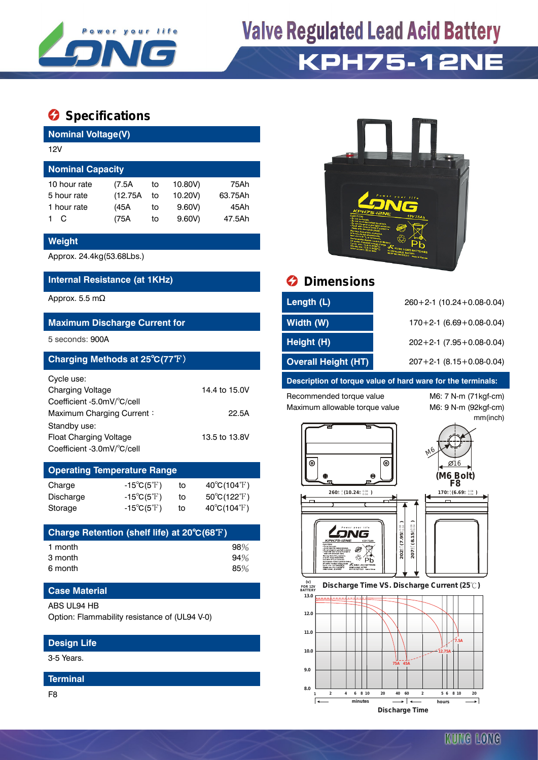# Valve Regulated Lead Acid Battery

# KPH75-12NE

## Specifications

### Nominal Voltage(V)

12V

### Nominal Capacity

| | | | | |
|---|---|---|---|---|
| 10 hour rate | (7.5A | to | 10.80V) | 75Ah |
| 5 hour rate | (12.75A | to | 10.20V) | 63.75Ah |
| 1 hour rate | (45A | to | 9.60V) | 45Ah |
| 1 C | (75A | to | 9.60V) | 47.5Ah |

### Weight

Approx. 24.4kg(53.68Lbs.)

### Internal Resistance (at 1KHz)

Approx. 5.5 mΩ

### Maximum Discharge Current for

5 seconds: 900A

### Charging Methods at 25℃(77℉)

Cycle use:

| | |
|---|---|
| Charging Voltage | 14.4 to 15.0V |
| Coefficient -5.0mV/℃/cell | |
| Maximum Charging Current： | 22.5A |

Standby use:

| | |
|---|---|
| Float Charging Voltage | 13.5 to 13.8V |
| Coefficient -3.0mV/℃/cell | |

### Operating Temperature Range

| | | | |
|---|---|---|---|
| Charge | -15℃(5℉) | to | 40℃(104℉) |
| Discharge | -15℃(5℉) | to | 50℃(122℉) |
| Storage | -15℃(5℉) | to | 40℃(104℉) |

### Charge Retention (shelf life) at 20℃(68℉)

| | |
|---|---|
| 1 month | 98% |
| 3 month | 94% |
| 6 month | 85% |

### Case Material

ABS UL94 HB

Option: Flammability resistance of (UL94 V-0)

### Design Life

3-5 Years.

### Terminal

F8

## Dimensions

| | |
|---|---|
| Length (L) | 260+2-1 (10.24+0.08-0.04) |
| Width (W) | 170+2-1 (6.69+0.08-0.04) |
| Height (H) | 202+2-1 (7.95+0.08-0.04) |
| Overall Height (HT) | 207+2-1 (8.15+0.08-0.04) |

### Description of torque value of hard ware for the terminals:

| | |
|---|---|
| Recommended torque value | M6: 7 N-m (71kgf-cm) |
| Maximum allowable torque value | M6: 9 N-m (92kgf-cm) |

mm(inch)

M6 Ø16 (M6 Bolt) F8

Discharge Time VS. Discharge Current (25℃)

Discharge Time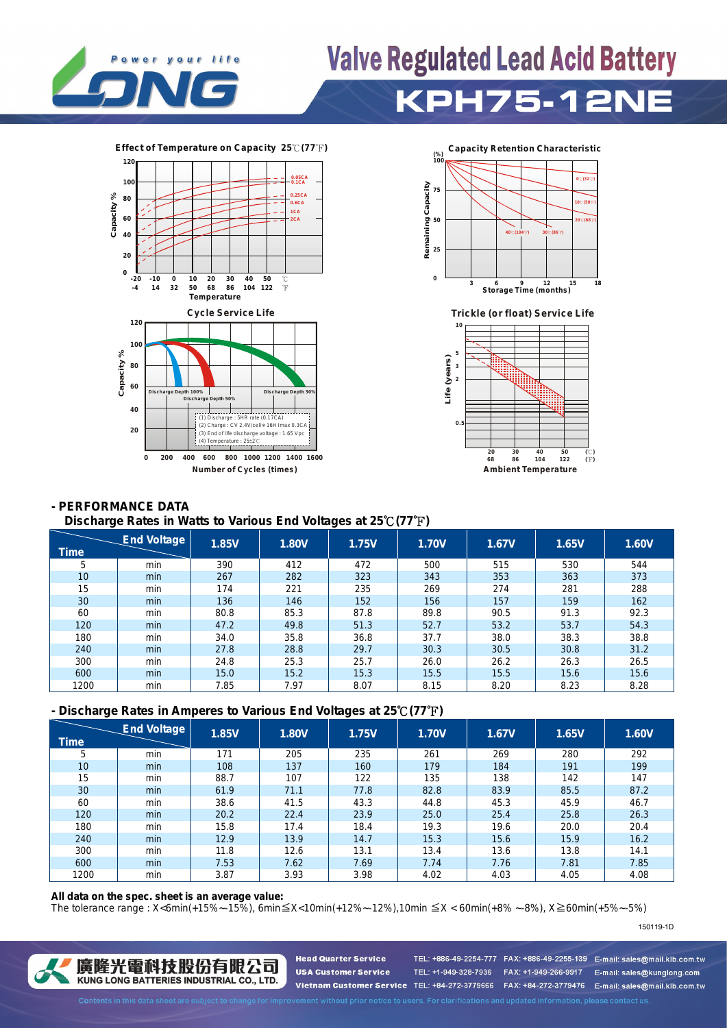Power your life

LONG

# Valve Regulated Lead Acid Battery

# KPH75-12NE

**Effect of Temperature on Capacity 25℃(77℉)**

Capacity %

120
100
80
60
40
20
0

0.05CA
0.1CA
0.25CA
0.6CA
1CA
2CA

-20 -10 0 10 20 30 40 50 ℃
-4 14 32 50 68 86 104 122 ℉

Temperature

**Capacity Retention Characteristic**

(%)
100
75
50
25
0

Remaining Capacity

0℃(32℉)
10℃(50℉)
20℃(68℉)
40℃(104℉)
30℃(86℉)

3 6 9 12 15 18

Storage Time (months)

**Cycle Service Life**

Capacity %

120
100
80
60
40
20

Discharge Depth 100%
Discharge Depth 50%
Discharge Depth 30%

(1) Discharge : 5HR rate (0.17CA)
(2) Charge : CV 2.4V/cell× 16H Imax 0.3CA
(3) End of life discharge voltage : 1.65 Vpc
(4) Temperature : 25±2℃

0 200 400 600 800 1000 1200 1400 1600

Number of Cycles (times)

**Trickle (or float) Service Life**

Life (years)

10
5
3
2
0.5

20 30 40 50 (℃)
68 86 104 122 (℉)

Ambient Temperature

## - PERFORMANCE DATA

### Discharge Rates in Watts to Various End Voltages at 25℃(77℉)

| Time | End Voltage | 1.85V | 1.80V | 1.75V | 1.70V | 1.67V | 1.65V | 1.60V |
|---|---|---|---|---|---|---|---|---|
| 5 | min | 390 | 412 | 472 | 500 | 515 | 530 | 544 |
| 10 | min | 267 | 282 | 323 | 343 | 353 | 363 | 373 |
| 15 | min | 174 | 221 | 235 | 269 | 274 | 281 | 288 |
| 30 | min | 136 | 146 | 152 | 156 | 157 | 159 | 162 |
| 60 | min | 80.8 | 85.3 | 87.8 | 89.8 | 90.5 | 91.3 | 92.3 |
| 120 | min | 47.2 | 49.8 | 51.3 | 52.7 | 53.2 | 53.7 | 54.3 |
| 180 | min | 34.0 | 35.8 | 36.8 | 37.7 | 38.0 | 38.3 | 38.8 |
| 240 | min | 27.8 | 28.8 | 29.7 | 30.3 | 30.5 | 30.8 | 31.2 |
| 300 | min | 24.8 | 25.3 | 25.7 | 26.0 | 26.2 | 26.3 | 26.5 |
| 600 | min | 15.0 | 15.2 | 15.3 | 15.5 | 15.5 | 15.6 | 15.6 |
| 1200 | min | 7.85 | 7.97 | 8.07 | 8.15 | 8.20 | 8.23 | 8.28 |

### - Discharge Rates in Amperes to Various End Voltages at 25℃(77℉)

| Time | End Voltage | 1.85V | 1.80V | 1.75V | 1.70V | 1.67V | 1.65V | 1.60V |
|---|---|---|---|---|---|---|---|---|
| 5 | min | 171 | 205 | 235 | 261 | 269 | 280 | 292 |
| 10 | min | 108 | 137 | 160 | 179 | 184 | 191 | 199 |
| 15 | min | 88.7 | 107 | 122 | 135 | 138 | 142 | 147 |
| 30 | min | 61.9 | 71.1 | 77.8 | 82.8 | 83.9 | 85.5 | 87.2 |
| 60 | min | 38.6 | 41.5 | 43.3 | 44.8 | 45.3 | 45.9 | 46.7 |
| 120 | min | 20.2 | 22.4 | 23.9 | 25.0 | 25.4 | 25.8 | 26.3 |
| 180 | min | 15.8 | 17.4 | 18.4 | 19.3 | 19.6 | 20.0 | 20.4 |
| 240 | min | 12.9 | 13.9 | 14.7 | 15.3 | 15.6 | 15.9 | 16.2 |
| 300 | min | 11.8 | 12.6 | 13.1 | 13.4 | 13.6 | 13.8 | 14.1 |
| 600 | min | 7.53 | 7.62 | 7.69 | 7.74 | 7.76 | 7.81 | 7.85 |
| 1200 | min | 3.87 | 3.93 | 3.98 | 4.02 | 4.03 | 4.05 | 4.08 |

**All data on the spec. sheet is an average value:**

The tolerance range : X<6min(+15%~-15%), 6min≦X<10min(+12%~-12%),10min ≦X < 60min(+8% ~-8%), X≧60min(+5%~-5%)

150119-1D

廣隆光電科技股份有限公司
KUNG LONG BATTERIES INDUSTRIAL CO., LTD.

| | | | |
|---|---|---|---|
| **Head Quarter Service** | TEL: +886-49-2254-777 | FAX: +886-49-2255-139 | E-mail: sales@mail.klb.com.tw |
| **USA Customer Service** | TEL: +1-949-328-7936 | FAX: +1-949-266-9917 | E-mail: sales@kunglong.com |
| **Vietnam Customer Service** | TEL: +84-272-3779666 | FAX: +84-272-3779476 | E-mail: sales@mail.klb.com.tw |

Contents in this data sheet are subject to change for improvement without prior notice to users. For clarifications and updated information, please contact us.